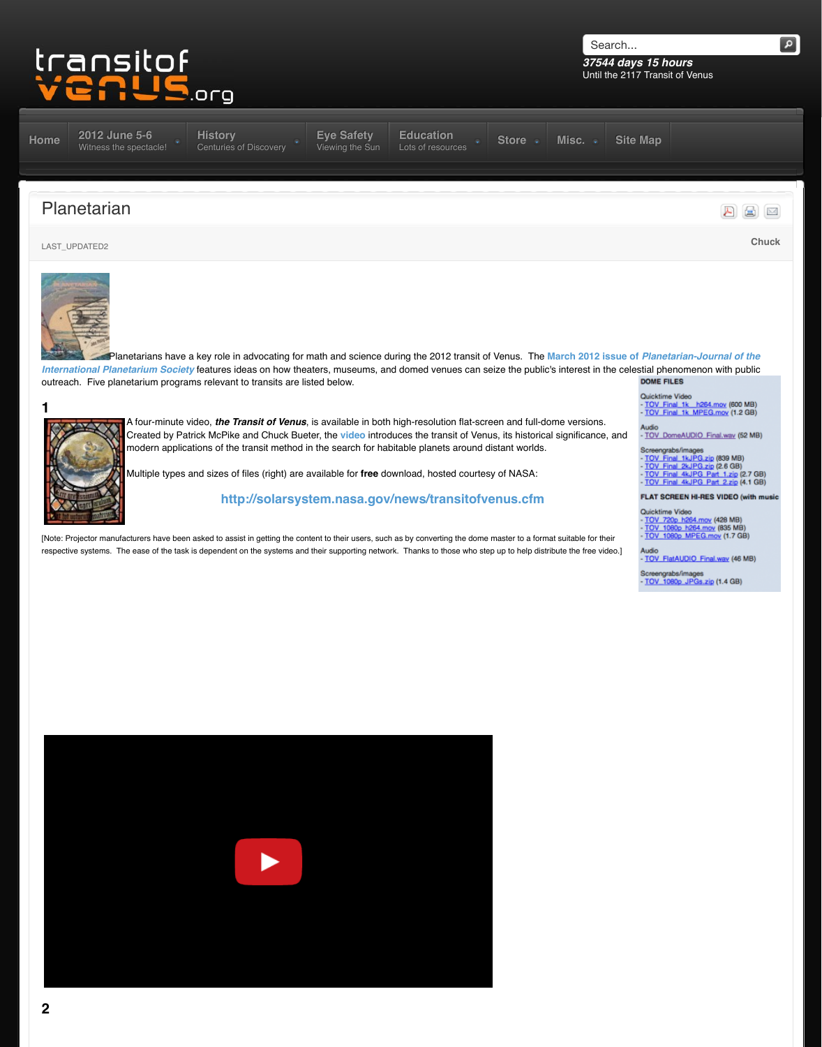transitof venus.org

Search...

**37544 days 15 hours**
Until the 2117 Transit of Venus

Home | 2012 June 5-6 Witness the spectacle! | History Centuries of Discovery | Eye Safety Viewing the Sun | Education Lots of resources | Store | Misc. | Site Map

# Planetarian

LAST_UPDATED2

Chuck

Planetarians have a key role in advocating for math and science during the 2012 transit of Venus. The March 2012 issue of *Planetarian-Journal of the International Planetarium Society* features ideas on how theaters, museums, and domed venues can seize the public's interest in the celestial phenomenon with public outreach. Five planetarium programs relevant to transits are listed below.

## 1

A four-minute video, ***the Transit of Venus***, is available in both high-resolution flat-screen and full-dome versions. Created by Patrick McPike and Chuck Bueter, the video introduces the transit of Venus, its historical significance, and modern applications of the transit method in the search for habitable planets around distant worlds.

Multiple types and sizes of files (right) are available for **free** download, hosted courtesy of NASA:

**http://solarsystem.nasa.gov/news/transitofvenus.cfm**

**DOME FILES**

Quicktime Video
- TOV_Final_1k__h264.mov (600 MB)
- TOV_Final_1k_MPEG.mov (1.2 GB)

Audio
- TOV_DomeAUDIO_Final.wav (52 MB)

Screengrabs/images
- TOV_Final_1kJPG.zip (839 MB)
- TOV_Final_2kJPG.zip (2.6 GB)
- TOV_Final_4kJPG_Part_1.zip (2.7 GB)
- TOV_Final_4kJPG_Part_2.zip (4.1 GB)

**FLAT SCREEN HI-RES VIDEO (with music**

Quicktime Video
- TOV_720p_h264.mov (428 MB)
- TOV_1080p_h264.mov (835 MB)
- TOV_1080p_MPEG.mov (1.7 GB)

Audio
- TOV_FlatAUDIO_Final.wav (46 MB)

Screengrabs/images
- TOV_1080p_JPGs.zip (1.4 GB)

[Note: Projector manufacturers have been asked to assist in getting the content to their users, such as by converting the dome master to a format suitable for their respective systems. The ease of the task is dependent on the systems and their supporting network. Thanks to those who step up to help distribute the free video.]

## 2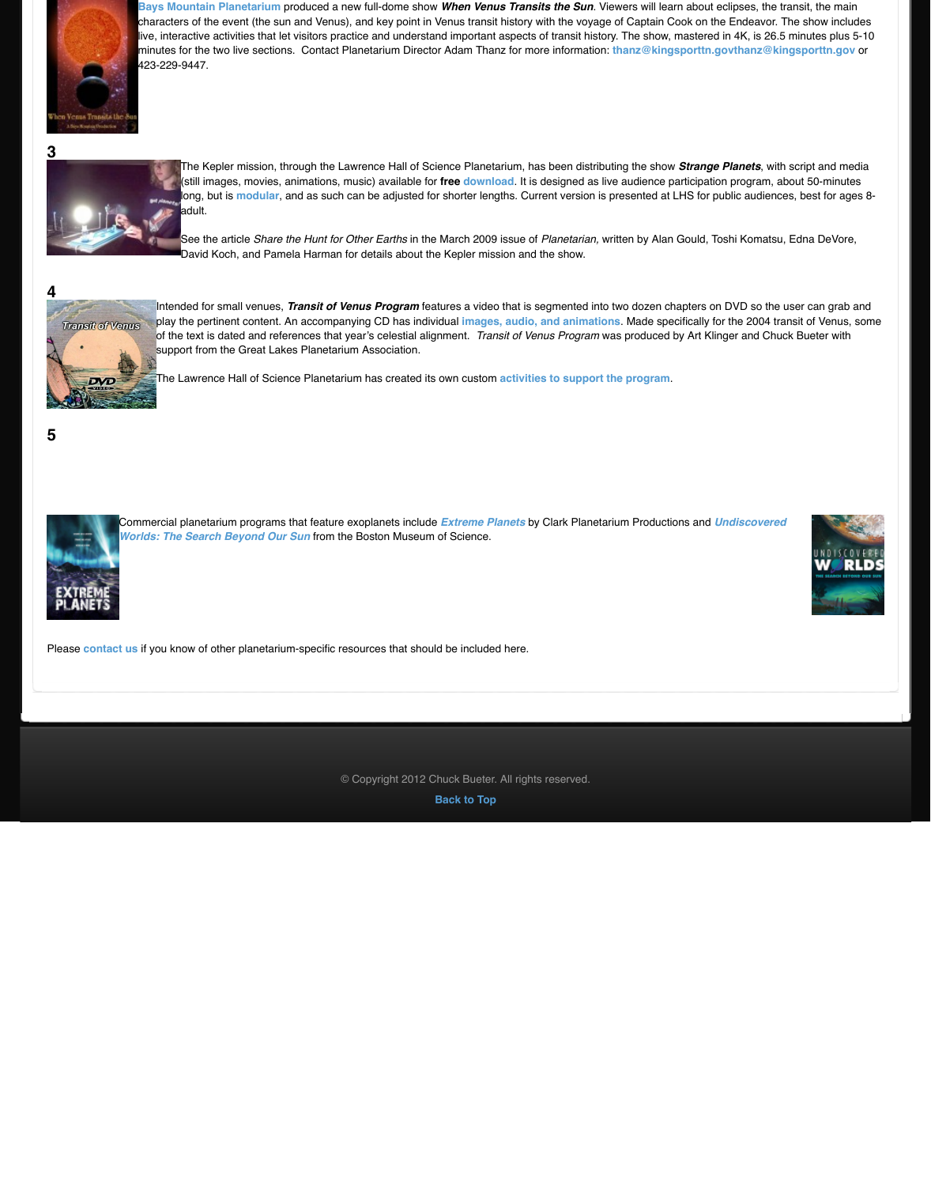**Bays Mountain Planetarium** produced a new full-dome show ***When Venus Transits the Sun***. Viewers will learn about eclipses, the transit, the main characters of the event (the sun and Venus), and key point in Venus transit history with the voyage of Captain Cook on the Endeavor. The show includes live, interactive activities that let visitors practice and understand important aspects of transit history. The show, mastered in 4K, is 26.5 minutes plus 5-10 minutes for the two live sections. Contact Planetarium Director Adam Thanz for more information: **thanz@kingsporttn.govthanz@kingsporttn.gov** or 423-229-9447.

## 3

The Kepler mission, through the Lawrence Hall of Science Planetarium, has been distributing the show ***Strange Planets***, with script and media (still images, movies, animations, music) available for **free** **download**. It is designed as live audience participation program, about 50-minutes long, but is **modular**, and as such can be adjusted for shorter lengths. Current version is presented at LHS for public audiences, best for ages 8-adult.

See the article *Share the Hunt for Other Earths* in the March 2009 issue of *Planetarian,* written by Alan Gould, Toshi Komatsu, Edna DeVore, David Koch, and Pamela Harman for details about the Kepler mission and the show.

## 4

Intended for small venues, ***Transit of Venus Program*** features a video that is segmented into two dozen chapters on DVD so the user can grab and play the pertinent content. An accompanying CD has individual **images, audio, and animations**. Made specifically for the 2004 transit of Venus, some of the text is dated and references that year's celestial alignment. *Transit of Venus Program* was produced by Art Klinger and Chuck Bueter with support from the Great Lakes Planetarium Association.

The Lawrence Hall of Science Planetarium has created its own custom **activities to support the program**.

## 5

Commercial planetarium programs that feature exoplanets include ***Extreme Planets*** by Clark Planetarium Productions and ***Undiscovered Worlds: The Search Beyond Our Sun*** from the Boston Museum of Science.

Please **contact us** if you know of other planetarium-specific resources that should be included here.

© Copyright 2012 Chuck Bueter. All rights reserved.

**Back to Top**